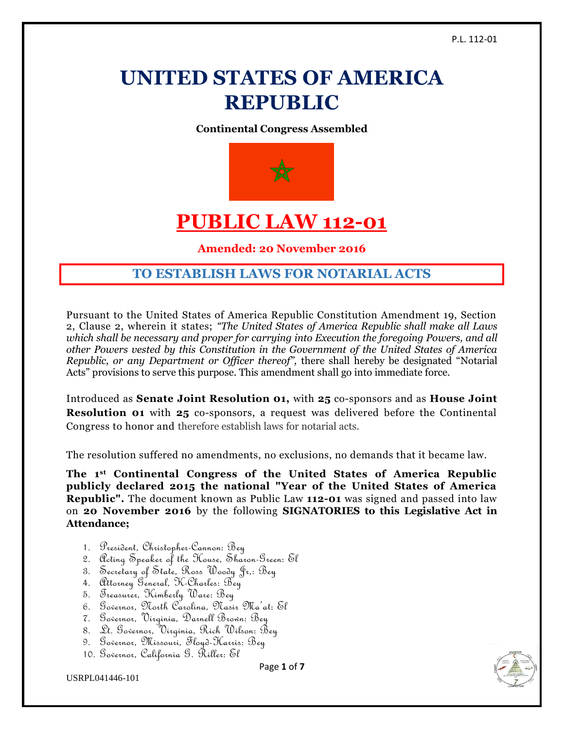# UNITED STATES OF AMERICA REPUBLIC

**Continental Congress Assembled**

# PUBLIC LAW 112-01

**Amended: 20 November 2016**

## TO ESTABLISH LAWS FOR NOTARIAL ACTS

Pursuant to the United States of America Republic Constitution Amendment 19, Section 2, Clause 2, wherein it states; *"The United States of America Republic shall make all Laws which shall be necessary and proper for carrying into Execution the foregoing Powers, and all other Powers vested by this Constitution in the Government of the United States of America Republic, or any Department or Officer thereof"*, there shall hereby be designated "Notarial Acts" provisions to serve this purpose. This amendment shall go into immediate force.

Introduced as **Senate Joint Resolution 01,** with **25** co-sponsors and as **House Joint Resolution 01** with **25** co-sponsors, a request was delivered before the Continental Congress to honor and therefore establish laws for notarial acts.

The resolution suffered no amendments, no exclusions, no demands that it became law.

**The 1st Continental Congress of the United States of America Republic publicly declared 2015 the national "Year of the United States of America Republic".** The document known as Public Law **112-01** was signed and passed into law on **20 November 2016** by the following **SIGNATORIES to this Legislative Act in Attendance;**

1. President, Christopher-Cannon: Bey
2. Acting Speaker of the House, Sharon-Green: El
3. Secretary of State, Ross Woody Jr,: Bey
4. Attorney General, K-Charles: Bey
5. Treasurer, Kimberly Ware: Bey
6. Governor, North Carolina, Nasir Ma'at: El
7. Governor, Virginia, Darnell Brown: Bey
8. Lt. Governor, Virginia, Rich Wilson: Bey
9. Governor, Missouri, Floyd-Harris: Bey
10. Governor, California G. Riller: El

USRPL041446-101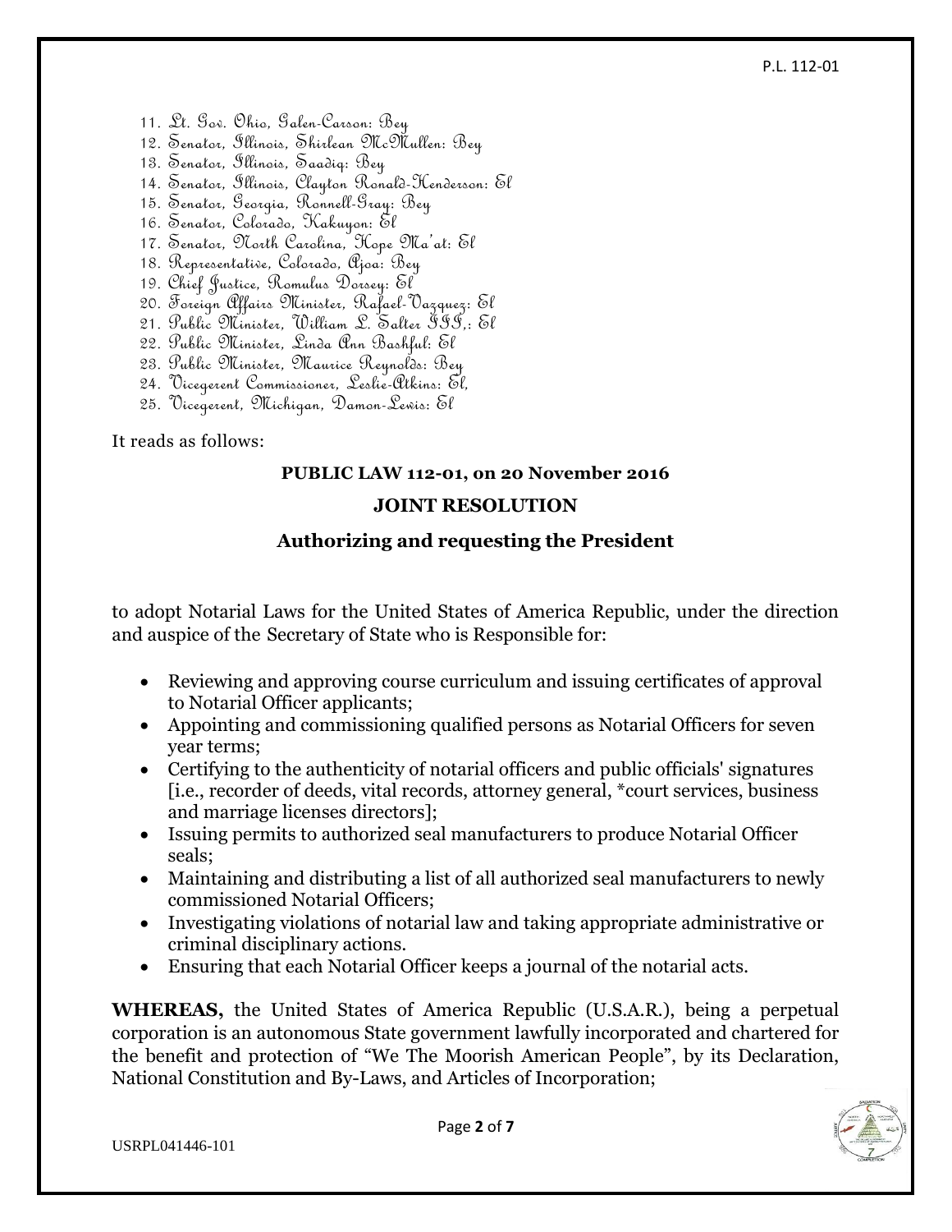11. Lt. Gov. Ohio, Galen-Carson: Bey
12. Senator, Illinois, Shirlean McMullen: Bey
13. Senator, Illinois, Saadiq: Bey
14. Senator, Illinois, Clayton Ronald-Henderson: El
15. Senator, Georgia, Ronnell-Gray: Bey
16. Senator, Colorado, Kakuyon: El
17. Senator, North Carolina, Hope Ma'at: El
18. Representative, Colorado, Ajoa: Bey
19. Chief Justice, Romulus Dorsey: El
20. Foreign Affairs Minister, Rafael-Vazquez: El
21. Public Minister, William L. Salter III,: El
22. Public Minister, Linda Ann Bashful: El
23. Public Minister, Maurice Reynolds: Bey
24. Vicegerent Commissioner, Leslie-Atkins: El,
25. Vicegerent, Michigan, Damon-Lewis: El

It reads as follows:

**PUBLIC LAW 112-01, on 20 November 2016**

**JOINT RESOLUTION**

**Authorizing and requesting the President**

to adopt Notarial Laws for the United States of America Republic, under the direction and auspice of the Secretary of State who is Responsible for:

- Reviewing and approving course curriculum and issuing certificates of approval to Notarial Officer applicants;
- Appointing and commissioning qualified persons as Notarial Officers for seven year terms;
- Certifying to the authenticity of notarial officers and public officials' signatures [i.e., recorder of deeds, vital records, attorney general, *court services, business and marriage licenses directors];
- Issuing permits to authorized seal manufacturers to produce Notarial Officer seals;
- Maintaining and distributing a list of all authorized seal manufacturers to newly commissioned Notarial Officers;
- Investigating violations of notarial law and taking appropriate administrative or criminal disciplinary actions.
- Ensuring that each Notarial Officer keeps a journal of the notarial acts.

**WHEREAS,** the United States of America Republic (U.S.A.R.), being a perpetual corporation is an autonomous State government lawfully incorporated and chartered for the benefit and protection of "We The Moorish American People", by its Declaration, National Constitution and By-Laws, and Articles of Incorporation;

USRPL041446-101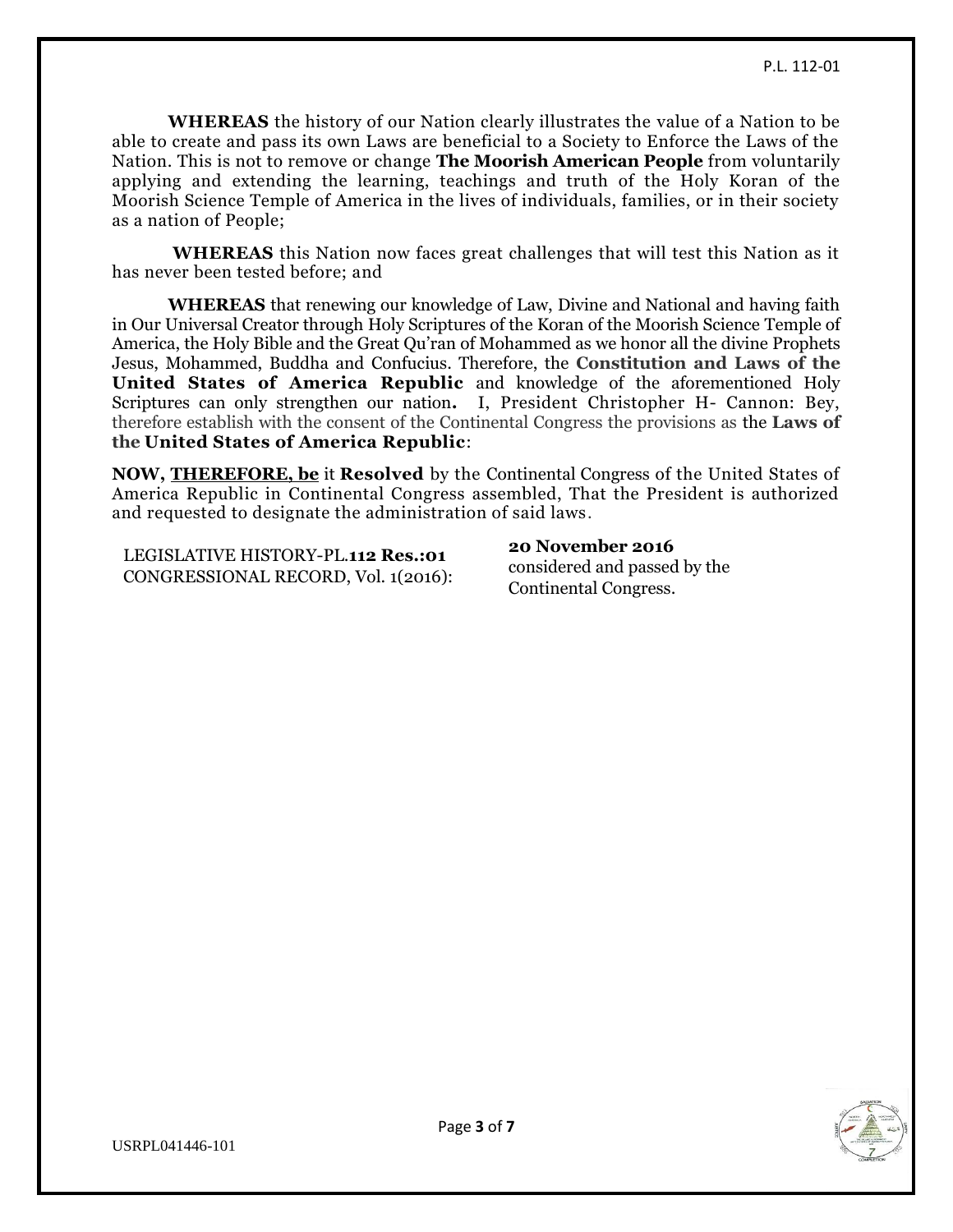**WHEREAS** the history of our Nation clearly illustrates the value of a Nation to be able to create and pass its own Laws are beneficial to a Society to Enforce the Laws of the Nation. This is not to remove or change **The Moorish American People** from voluntarily applying and extending the learning, teachings and truth of the Holy Koran of the Moorish Science Temple of America in the lives of individuals, families, or in their society as a nation of People;

**WHEREAS** this Nation now faces great challenges that will test this Nation as it has never been tested before; and

**WHEREAS** that renewing our knowledge of Law, Divine and National and having faith in Our Universal Creator through Holy Scriptures of the Koran of the Moorish Science Temple of America, the Holy Bible and the Great Qu'ran of Mohammed as we honor all the divine Prophets Jesus, Mohammed, Buddha and Confucius. Therefore, the **Constitution and Laws of the United States of America Republic** and knowledge of the aforementioned Holy Scriptures can only strengthen our nation**.** I, President Christopher H- Cannon: Bey, therefore establish with the consent of the Continental Congress the provisions as the **Laws of the United States of America Republic**:

**NOW, THEREFORE, be** it **Resolved** by the Continental Congress of the United States of America Republic in Continental Congress assembled, That the President is authorized and requested to designate the administration of said laws.

LEGISLATIVE HISTORY-PL.**112 Res.:01**
CONGRESSIONAL RECORD, Vol. 1(2016):

**20 November 2016**
considered and passed by the Continental Congress.

USRPL041446-101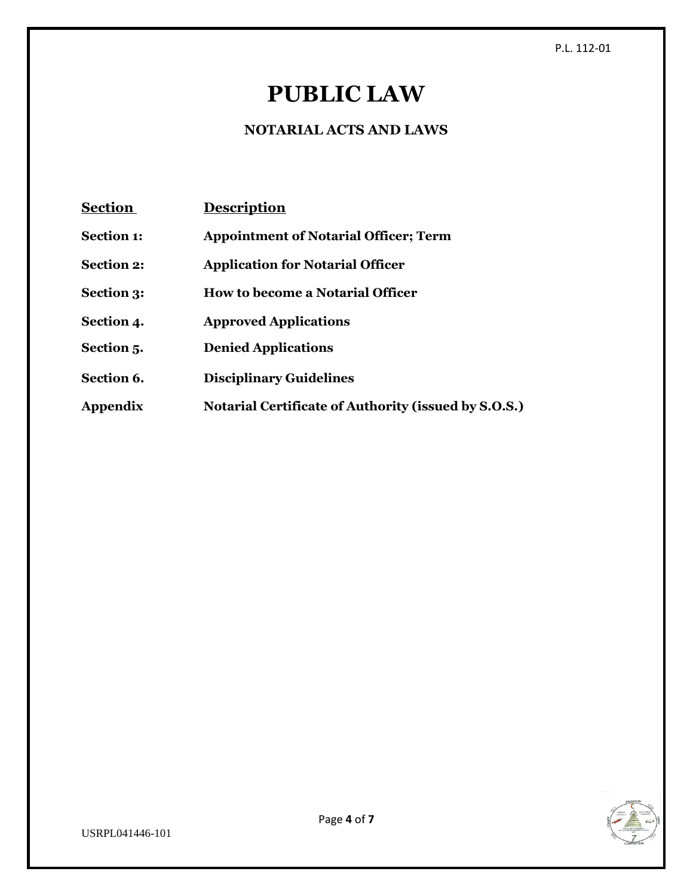# PUBLIC LAW

## NOTARIAL ACTS AND LAWS

| Section | Description |
| --- | --- |
| **Section 1:** | **Appointment of Notarial Officer; Term** |
| **Section 2:** | **Application for Notarial Officer** |
| **Section 3:** | **How to become a Notarial Officer** |
| **Section 4.** | **Approved Applications** |
| **Section 5.** | **Denied Applications** |
| **Section 6.** | **Disciplinary Guidelines** |
| **Appendix** | **Notarial Certificate of Authority (issued by S.O.S.)** |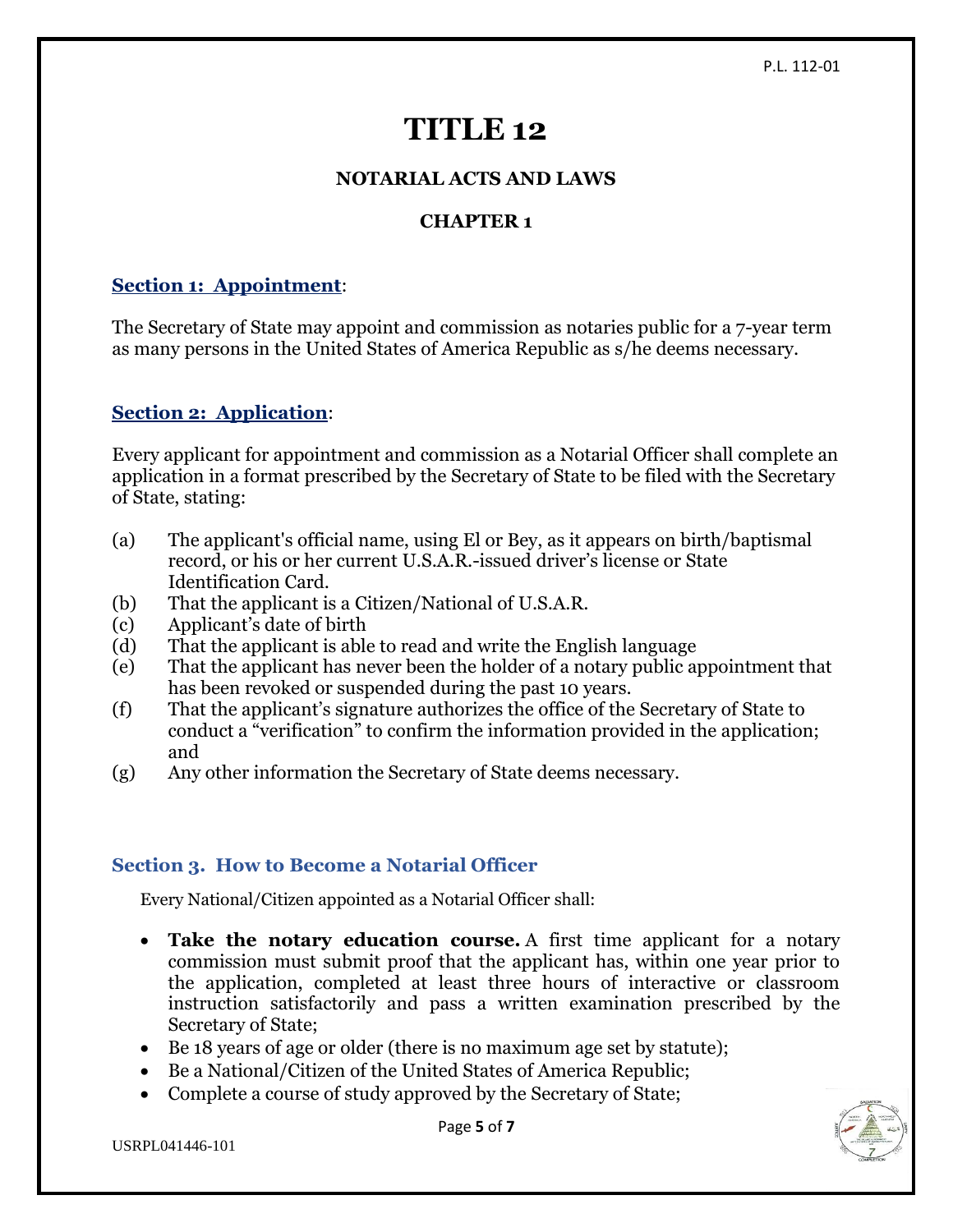# TITLE 12

## NOTARIAL ACTS AND LAWS

## CHAPTER 1

### Section 1: Appointment:

The Secretary of State may appoint and commission as notaries public for a 7-year term as many persons in the United States of America Republic as s/he deems necessary.

### Section 2: Application:

Every applicant for appointment and commission as a Notarial Officer shall complete an application in a format prescribed by the Secretary of State to be filed with the Secretary of State, stating:

(a) The applicant's official name, using El or Bey, as it appears on birth/baptismal record, or his or her current U.S.A.R.-issued driver's license or State Identification Card.
(b) That the applicant is a Citizen/National of U.S.A.R.
(c) Applicant's date of birth
(d) That the applicant is able to read and write the English language
(e) That the applicant has never been the holder of a notary public appointment that has been revoked or suspended during the past 10 years.
(f) That the applicant's signature authorizes the office of the Secretary of State to conduct a "verification" to confirm the information provided in the application; and
(g) Any other information the Secretary of State deems necessary.

### Section 3. How to Become a Notarial Officer

Every National/Citizen appointed as a Notarial Officer shall:

- **Take the notary education course.** A first time applicant for a notary commission must submit proof that the applicant has, within one year prior to the application, completed at least three hours of interactive or classroom instruction satisfactorily and pass a written examination prescribed by the Secretary of State;
- Be 18 years of age or older (there is no maximum age set by statute);
- Be a National/Citizen of the United States of America Republic;
- Complete a course of study approved by the Secretary of State;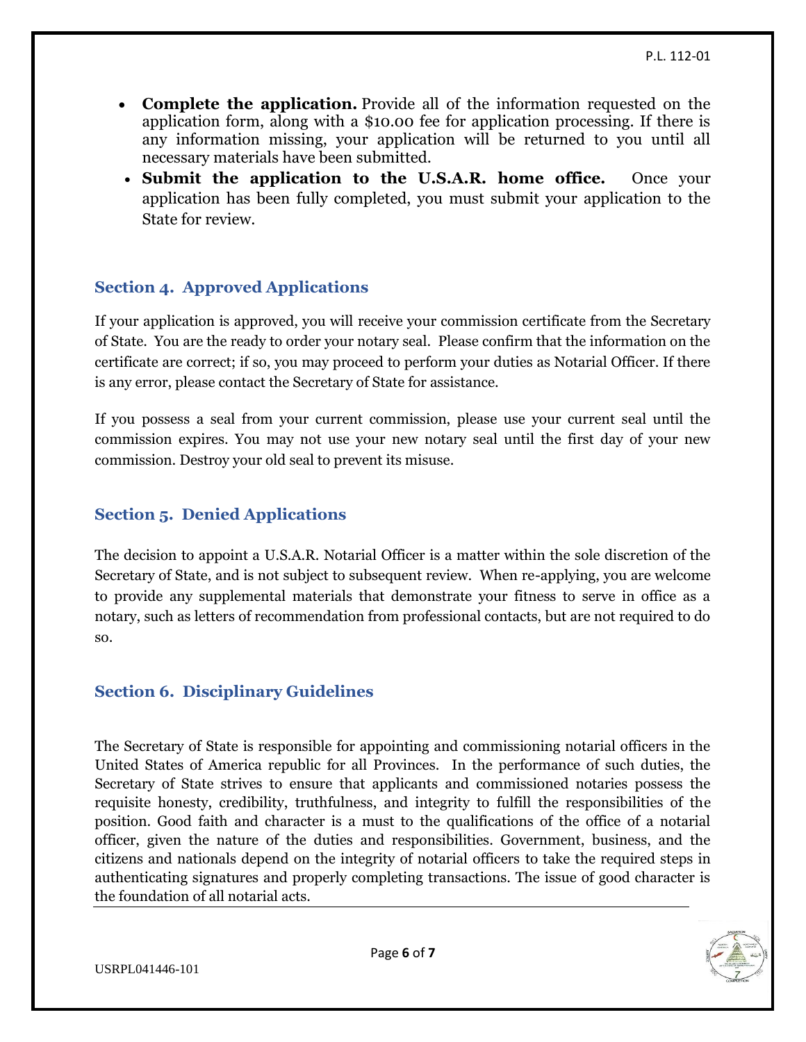- **Complete the application.** Provide all of the information requested on the application form, along with a $10.00 fee for application processing. If there is any information missing, your application will be returned to you until all necessary materials have been submitted.
- **Submit the application to the U.S.A.R. home office.** Once your application has been fully completed, you must submit your application to the State for review.

## Section 4. Approved Applications

If your application is approved, you will receive your commission certificate from the Secretary of State. You are the ready to order your notary seal. Please confirm that the information on the certificate are correct; if so, you may proceed to perform your duties as Notarial Officer. If there is any error, please contact the Secretary of State for assistance.

If you possess a seal from your current commission, please use your current seal until the commission expires. You may not use your new notary seal until the first day of your new commission. Destroy your old seal to prevent its misuse.

## Section 5. Denied Applications

The decision to appoint a U.S.A.R. Notarial Officer is a matter within the sole discretion of the Secretary of State, and is not subject to subsequent review. When re-applying, you are welcome to provide any supplemental materials that demonstrate your fitness to serve in office as a notary, such as letters of recommendation from professional contacts, but are not required to do so.

## Section 6. Disciplinary Guidelines

The Secretary of State is responsible for appointing and commissioning notarial officers in the United States of America republic for all Provinces. In the performance of such duties, the Secretary of State strives to ensure that applicants and commissioned notaries possess the requisite honesty, credibility, truthfulness, and integrity to fulfill the responsibilities of the position. Good faith and character is a must to the qualifications of the office of a notarial officer, given the nature of the duties and responsibilities. Government, business, and the citizens and nationals depend on the integrity of notarial officers to take the required steps in authenticating signatures and properly completing transactions. The issue of good character is the foundation of all notarial acts.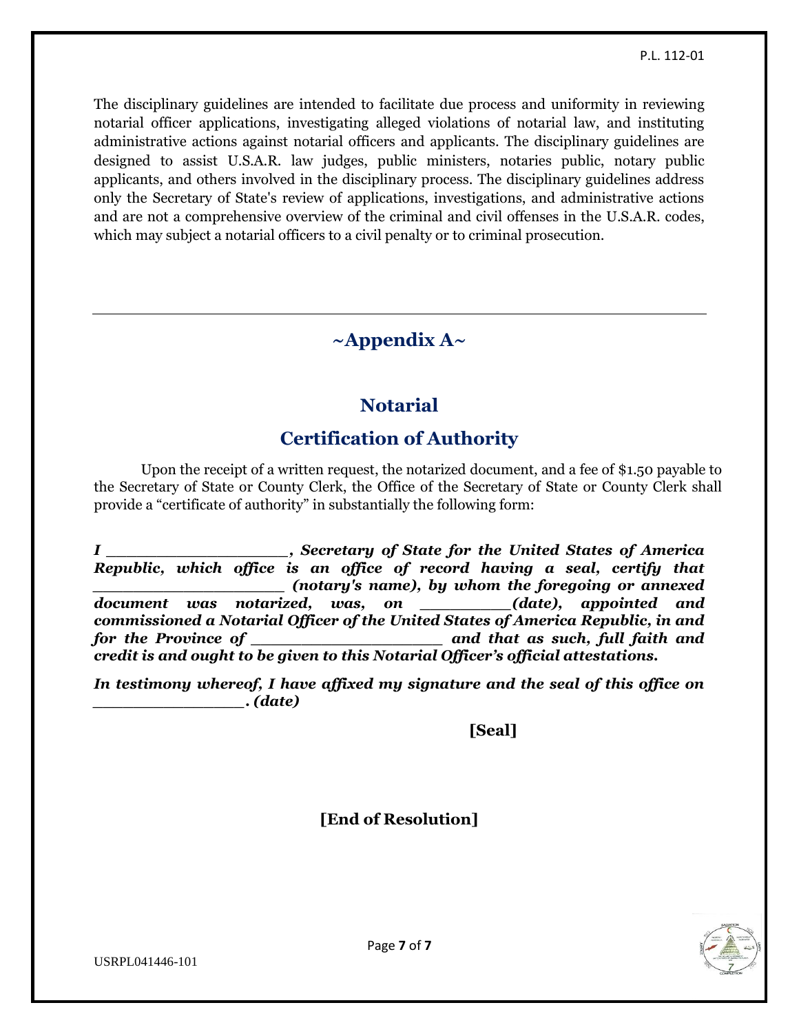The disciplinary guidelines are intended to facilitate due process and uniformity in reviewing notarial officer applications, investigating alleged violations of notarial law, and instituting administrative actions against notarial officers and applicants. The disciplinary guidelines are designed to assist U.S.A.R. law judges, public ministers, notaries public, notary public applicants, and others involved in the disciplinary process. The disciplinary guidelines address only the Secretary of State's review of applications, investigations, and administrative actions and are not a comprehensive overview of the criminal and civil offenses in the U.S.A.R. codes, which may subject a notarial officers to a civil penalty or to criminal prosecution.

---

## ~Appendix A~

## Notarial

## Certification of Authority

Upon the receipt of a written request, the notarized document, and a fee of $1.50 payable to the Secretary of State or County Clerk, the Office of the Secretary of State or County Clerk shall provide a "certificate of authority" in substantially the following form:

***I ___________________, Secretary of State for the United States of America Republic, which office is an office of record having a seal, certify that ____________________ (notary's name), by whom the foregoing or annexed document was notarized, was, on __________(date), appointed and commissioned a Notarial Officer of the United States of America Republic, in and for the Province of ____________________ and that as such, full faith and credit is and ought to be given to this Notarial Officer's official attestations.***

***In testimony whereof, I have affixed my signature and the seal of this office on ________________. (date)***

**[Seal]**

**[End of Resolution]**

USRPL041446-101